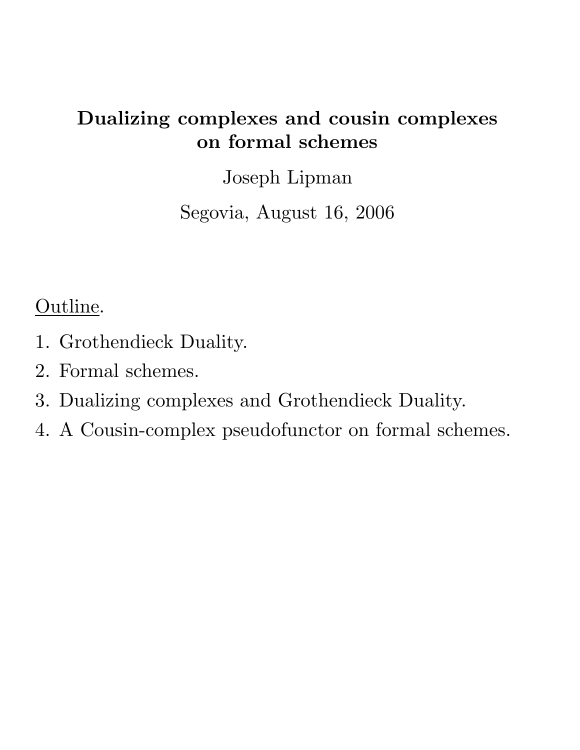# Dualizing complexes and cousin complexes on formal schemes

Joseph Lipman

Segovia, August 16, 2006

<u>Outline</u>.

1. Grothendieck Duality.
2. Formal schemes.
3. Dualizing complexes and Grothendieck Duality.
4. A Cousin-complex pseudofunctor on formal schemes.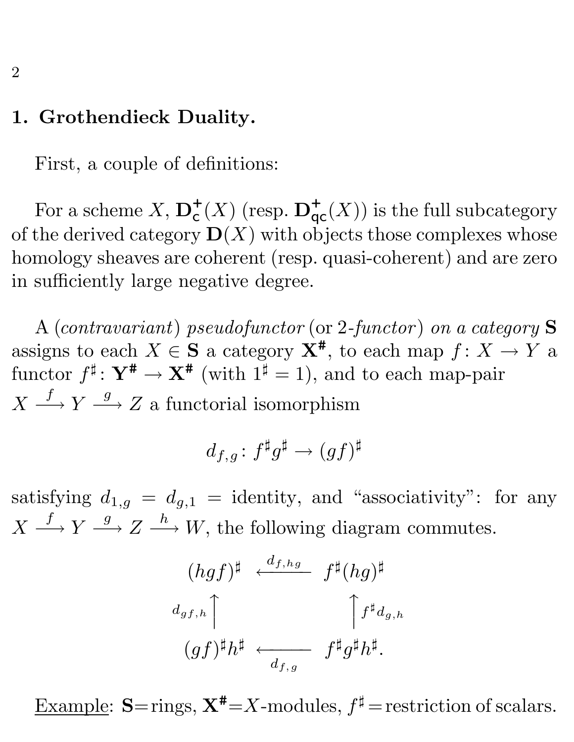## 1. Grothendieck Duality.

First, a couple of definitions:

For a scheme $X$, $\mathbf{D}^+_{\mathsf{c}}(X)$ (resp. $\mathbf{D}^+_{\mathsf{qc}}(X)$) is the full subcategory of the derived category $\mathbf{D}(X)$ with objects those complexes whose homology sheaves are coherent (resp. quasi-coherent) and are zero in sufficiently large negative degree.

A (*contravariant*) *pseudofunctor* (or *2-functor*) *on a category* $\mathbf{S}$ assigns to each $X \in \mathbf{S}$ a category $\mathbf{X}^\#$, to each map $f\colon X \to Y$ a functor $f^\sharp\colon \mathbf{Y}^\# \to \mathbf{X}^\#$ (with $1^\sharp = 1$), and to each map-pair $X \xrightarrow{f} Y \xrightarrow{g} Z$ a functorial isomorphism

$$d_{f,g}\colon f^\sharp g^\sharp \to (gf)^\sharp$$

satisfying $d_{1,g} = d_{g,1} =$ identity, and "associativity": for any $X \xrightarrow{f} Y \xrightarrow{g} Z \xrightarrow{h} W$, the following diagram commutes.

$$\begin{array}{ccc}
(hgf)^\sharp & \xleftarrow{\;d_{f,hg}\;} & f^\sharp(hg)^\sharp \\
{\scriptstyle d_{gf,h}}\big\uparrow & & \big\uparrow{\scriptstyle f^\sharp d_{g,h}} \\
(gf)^\sharp h^\sharp & \xleftarrow[\;d_{f,g}\;]{} & f^\sharp g^\sharp h^\sharp .
\end{array}$$

<u>Example</u>: $\mathbf{S}$=rings, $\mathbf{X}^\#$=$X$-modules, $f^\sharp$=restriction of scalars.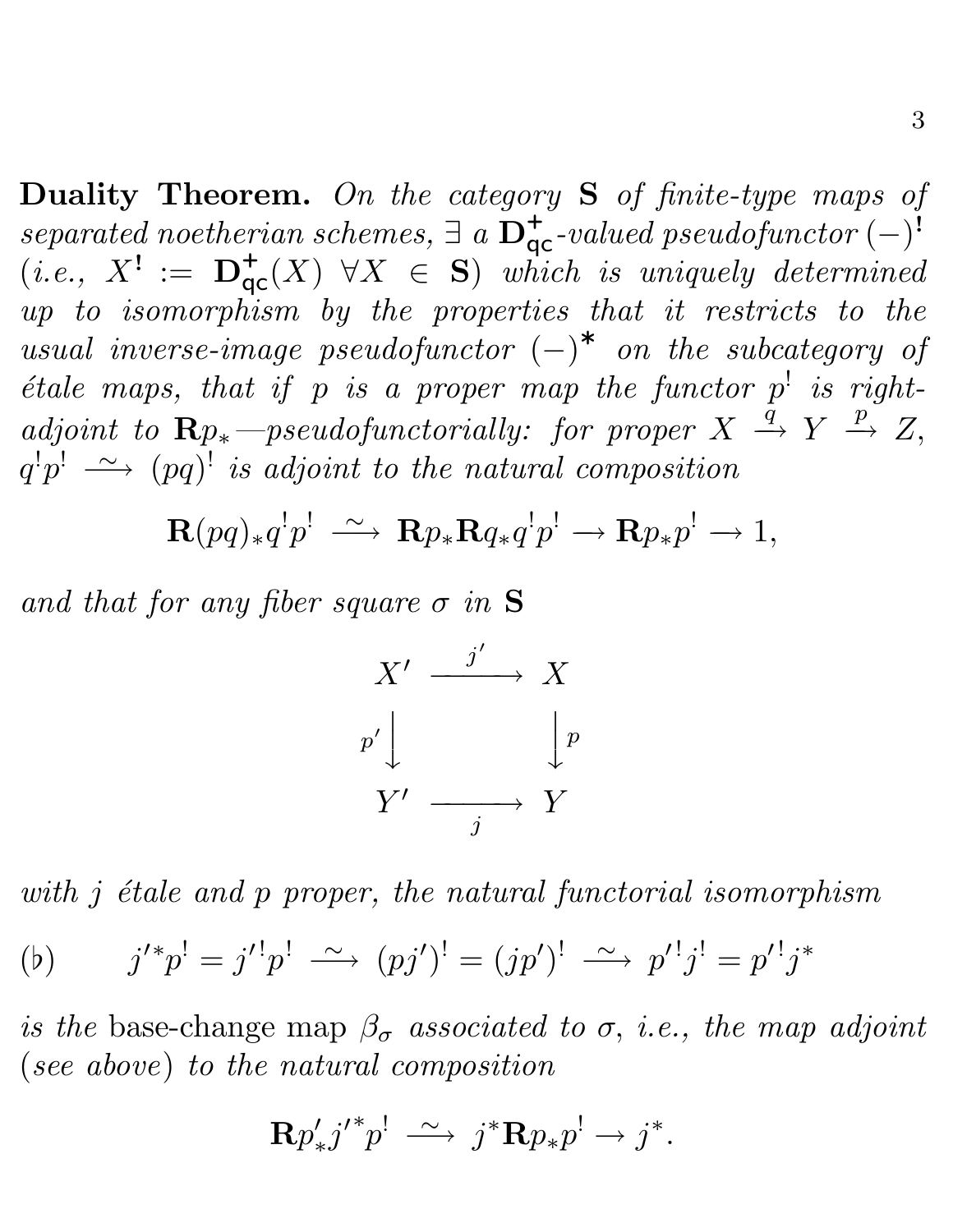**Duality Theorem.** *On the category* $\mathbf{S}$ *of finite-type maps of separated noetherian schemes,* $\exists$ *a* $\mathbf{D}^+_{\mathsf{qc}}$*-valued pseudofunctor* $(-)^!$ *(i.e.,* $X^! := \mathbf{D}^+_{\mathsf{qc}}(X)$ $\forall X \in \mathbf{S}$*) which is uniquely determined up to isomorphism by the properties that it restricts to the usual inverse-image pseudofunctor* $(-)^*$ *on the subcategory of étale maps, that if* $p$ *is a proper map the functor* $p^!$ *is right-adjoint to* $\mathbf{R}p_*$*—pseudofunctorially: for proper* $X \xrightarrow{q} Y \xrightarrow{p} Z$*,* $q^!p^! \xrightarrow{\sim} (pq)^!$ *is adjoint to the natural composition*

$$\mathbf{R}(pq)_* q^! p^! \xrightarrow{\sim} \mathbf{R}p_* \mathbf{R}q_* q^! p^! \to \mathbf{R}p_* p^! \to 1,$$

*and that for any fiber square* $\sigma$ *in* $\mathbf{S}$

$$\begin{array}{ccc} X' & \xrightarrow{j'} & X \\ {\scriptstyle p'}\big\downarrow & & \big\downarrow{\scriptstyle p} \\ Y' & \xrightarrow[j]{} & Y \end{array}$$

*with* $j$ *étale and* $p$ *proper, the natural functorial isomorphism*

$$(\flat) \qquad j'^* p^! = j'^! p^! \xrightarrow{\sim} (pj')^! = (jp')^! \xrightarrow{\sim} p'^! j^! = p'^! j^*$$

*is the* base-change map $\beta_\sigma$ *associated to* $\sigma$*, i.e., the map adjoint (see above) to the natural composition*

$$\mathbf{R}p'_* j'^* p^! \xrightarrow{\sim} j^* \mathbf{R}p_* p^! \to j^*.$$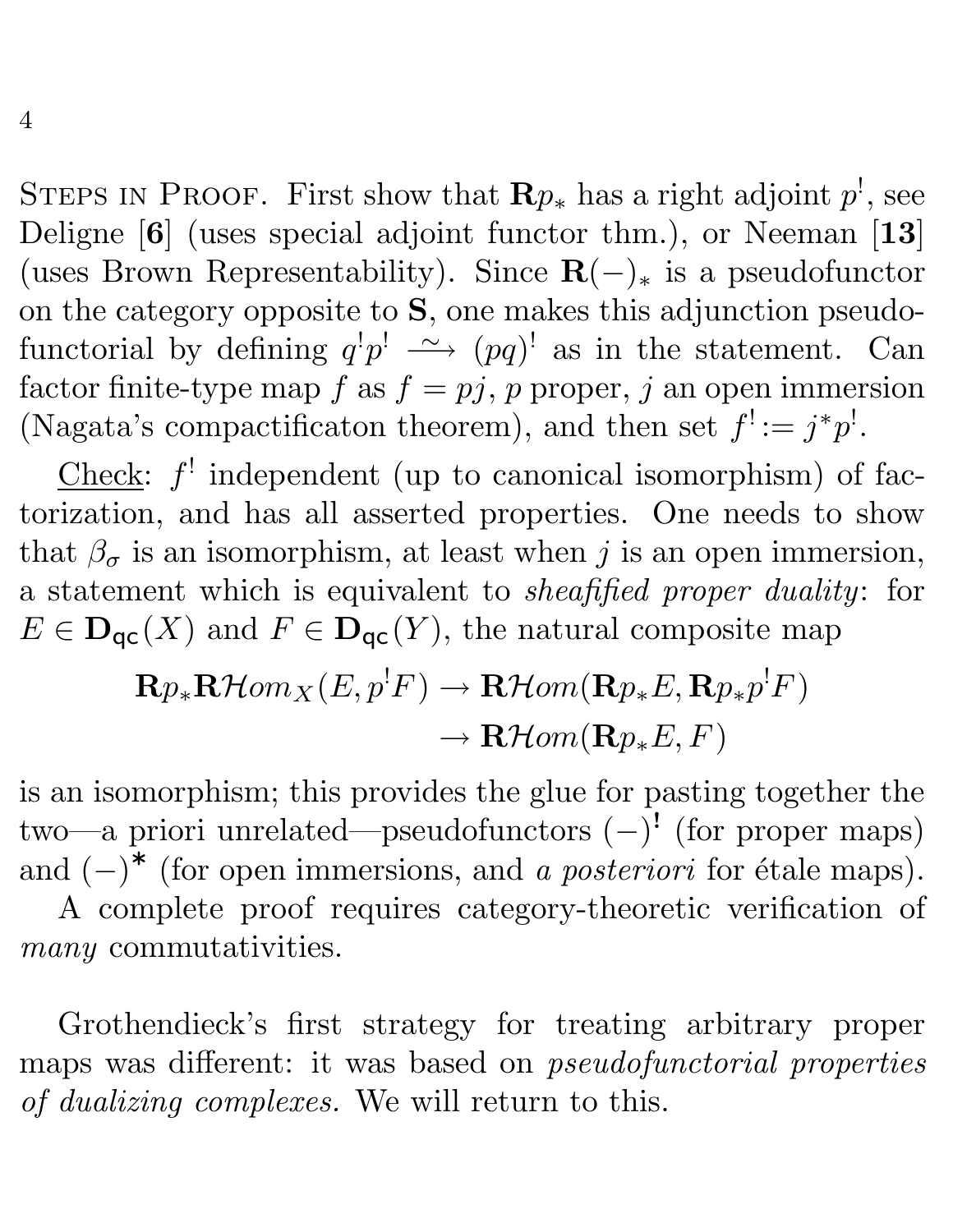Steps in Proof. First show that $\mathbf{R}p_*$ has a right adjoint $p^!$, see Deligne [**6**] (uses special adjoint functor thm.), or Neeman [**13**] (uses Brown Representability). Since $\mathbf{R}(-)_*$ is a pseudofunctor on the category opposite to $\mathbf{S}$, one makes this adjunction pseudofunctorial by defining $q^!p^! \xrightarrow{\sim} (pq)^!$ as in the statement. Can factor finite-type map $f$ as $f = pj$, $p$ proper, $j$ an open immersion (Nagata's compactificaton theorem), and then set $f^! := j^*p^!$.

Check: $f^!$ independent (up to canonical isomorphism) of factorization, and has all asserted properties. One needs to show that $\beta_\sigma$ is an isomorphism, at least when $j$ is an open immersion, a statement which is equivalent to *sheafified proper duality*: for $E \in \mathbf{D}_{\mathsf{qc}}(X)$ and $F \in \mathbf{D}_{\mathsf{qc}}(Y)$, the natural composite map

$$
\begin{aligned}
\mathbf{R}p_*\mathbf{R}\mathcal{H}om_X(E, p^!F) &\to \mathbf{R}\mathcal{H}om(\mathbf{R}p_*E, \mathbf{R}p_*p^!F) \\
&\to \mathbf{R}\mathcal{H}om(\mathbf{R}p_*E, F)
\end{aligned}
$$

is an isomorphism; this provides the glue for pasting together the two—a priori unrelated—pseudofunctors $(-)^{\mathbf{!}}$ (for proper maps) and $(-)^{\mathbf{*}}$ (for open immersions, and *a posteriori* for étale maps).

A complete proof requires category-theoretic verification of *many* commutativities.

Grothendieck's first strategy for treating arbitrary proper maps was different: it was based on *pseudofunctorial properties of dualizing complexes.* We will return to this.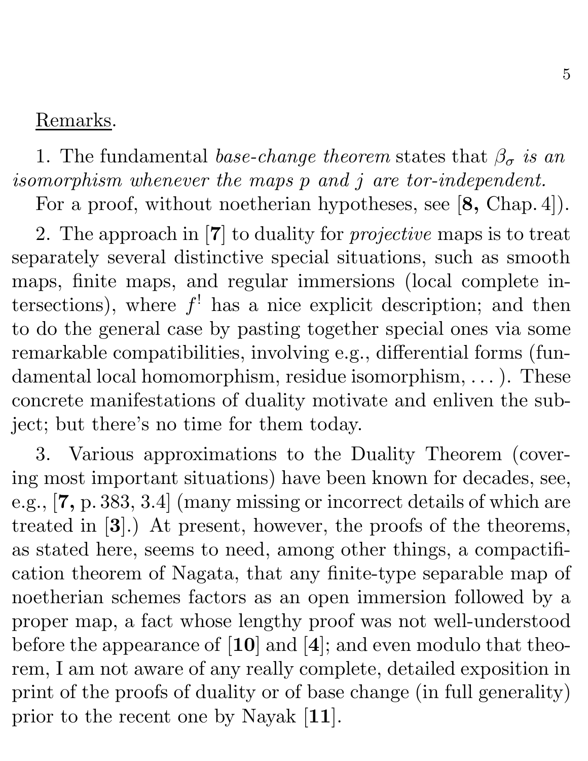Remarks.

1. The fundamental *base-change theorem* states that $\beta_\sigma$ *is an isomorphism whenever the maps* $p$ *and* $j$ *are tor-independent.*

For a proof, without noetherian hypotheses, see [**8,** Chap. 4]).

2. The approach in [**7**] to duality for *projective* maps is to treat separately several distinctive special situations, such as smooth maps, finite maps, and regular immersions (local complete intersections), where $f^!$ has a nice explicit description; and then to do the general case by pasting together special ones via some remarkable compatibilities, involving e.g., differential forms (fundamental local homomorphism, residue isomorphism, ... ). These concrete manifestations of duality motivate and enliven the subject; but there's no time for them today.

3. Various approximations to the Duality Theorem (covering most important situations) have been known for decades, see, e.g., [**7,** p. 383, 3.4] (many missing or incorrect details of which are treated in [**3**].) At present, however, the proofs of the theorems, as stated here, seems to need, among other things, a compactification theorem of Nagata, that any finite-type separable map of noetherian schemes factors as an open immersion followed by a proper map, a fact whose lengthy proof was not well-understood before the appearance of [**10**] and [**4**]; and even modulo that theorem, I am not aware of any really complete, detailed exposition in print of the proofs of duality or of base change (in full generality) prior to the recent one by Nayak [**11**].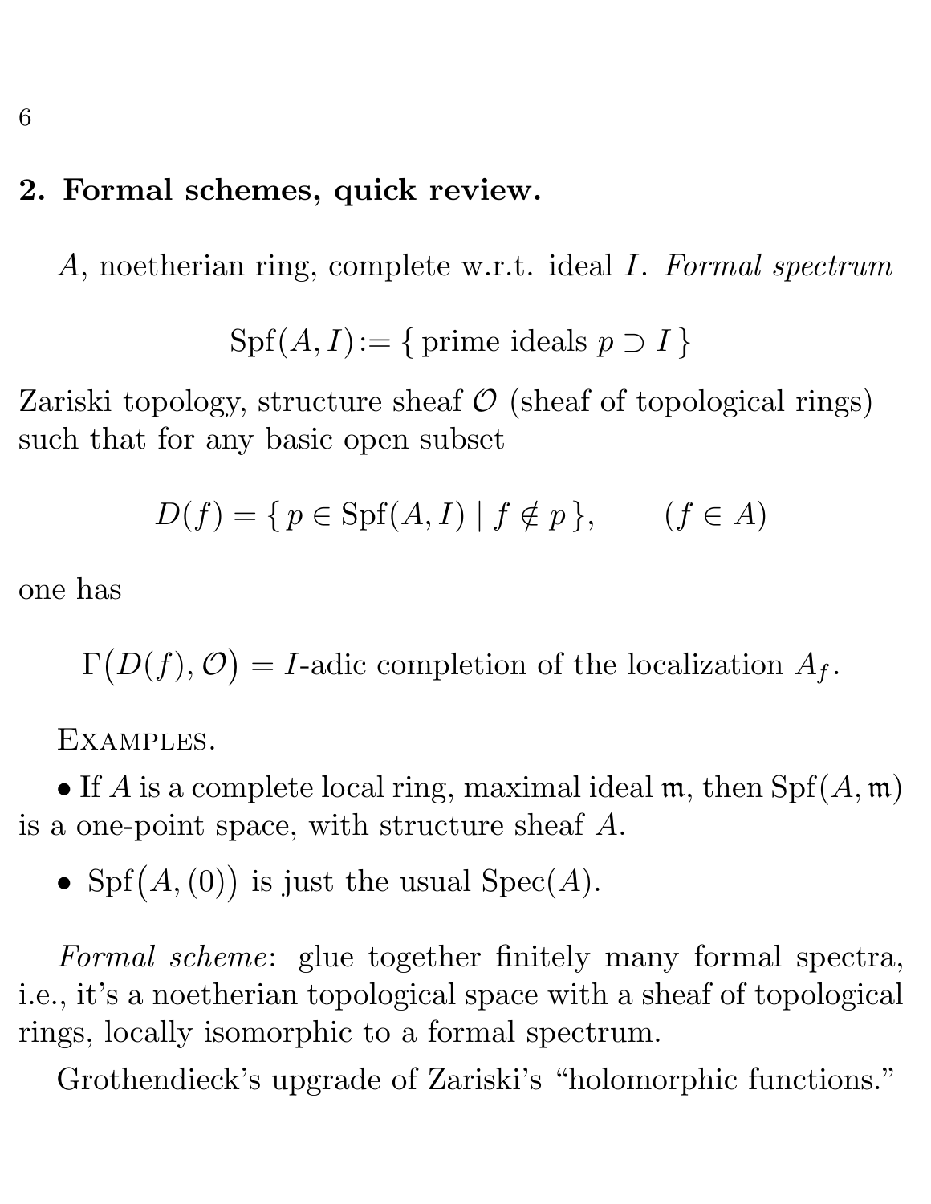## 2. Formal schemes, quick review.

$A$, noetherian ring, complete w.r.t. ideal $I$. *Formal spectrum*

$$\mathrm{Spf}(A, I) := \{\, \text{prime ideals } p \supset I \,\}$$

Zariski topology, structure sheaf $\mathcal{O}$ (sheaf of topological rings) such that for any basic open subset

$$D(f) = \{\, p \in \mathrm{Spf}(A, I) \mid f \notin p \,\}, \qquad (f \in A)$$

one has

$$\Gamma\big(D(f), \mathcal{O}\big) = I\text{-adic completion of the localization } A_f.$$

EXAMPLES.

- If $A$ is a complete local ring, maximal ideal $\mathfrak{m}$, then $\mathrm{Spf}(A, \mathfrak{m})$ is a one-point space, with structure sheaf $A$.
- $\mathrm{Spf}\big(A, (0)\big)$ is just the usual $\mathrm{Spec}(A)$.

*Formal scheme*: glue together finitely many formal spectra, i.e., it's a noetherian topological space with a sheaf of topological rings, locally isomorphic to a formal spectrum.

Grothendieck's upgrade of Zariski's "holomorphic functions."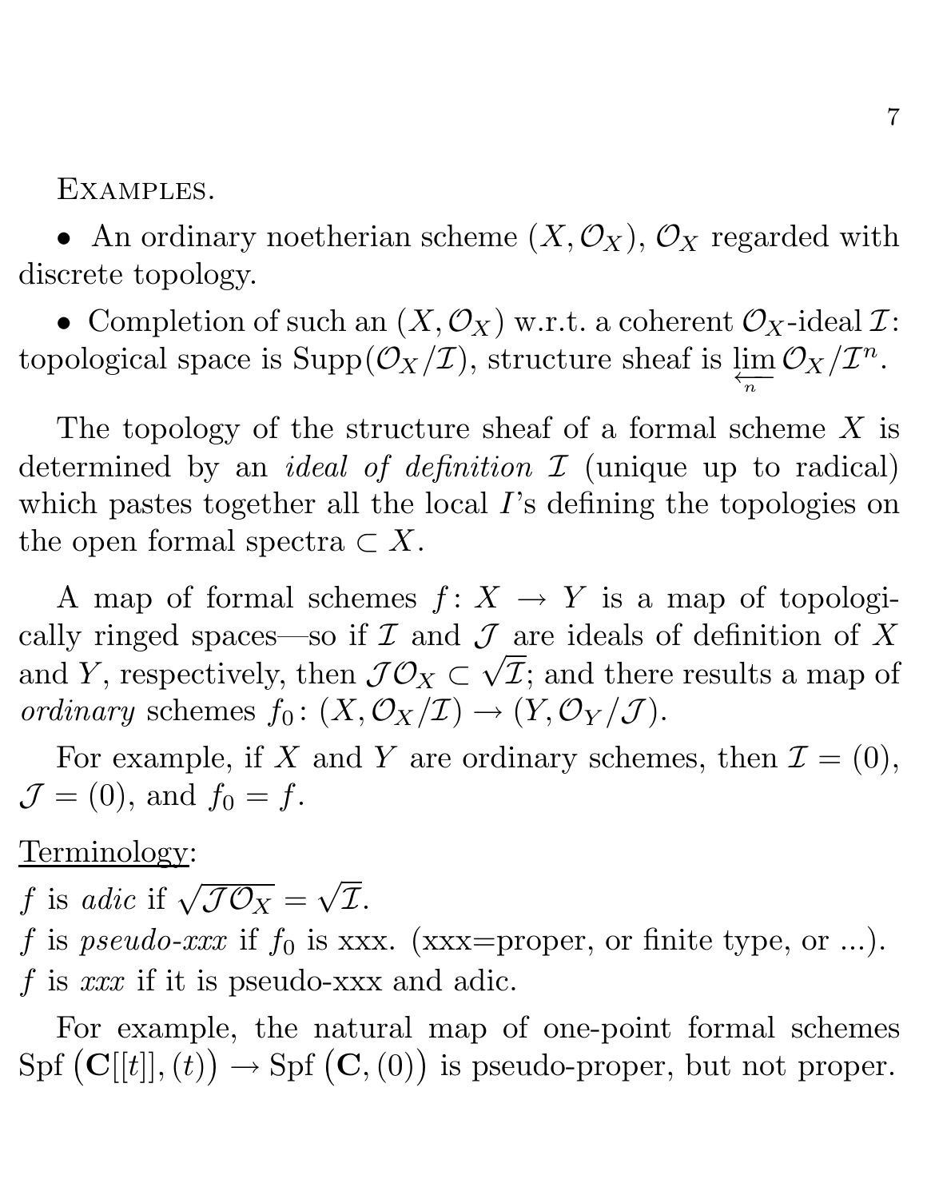EXAMPLES.

• An ordinary noetherian scheme $(X, \mathcal{O}_X)$, $\mathcal{O}_X$ regarded with discrete topology.

• Completion of such an $(X, \mathcal{O}_X)$ w.r.t. a coherent $\mathcal{O}_X$-ideal $\mathcal{I}$: topological space is $\mathrm{Supp}(\mathcal{O}_X/\mathcal{I})$, structure sheaf is $\varprojlim_n \mathcal{O}_X/\mathcal{I}^n$.

The topology of the structure sheaf of a formal scheme $X$ is determined by an *ideal of definition* $\mathcal{I}$ (unique up to radical) which pastes together all the local $I$'s defining the topologies on the open formal spectra $\subset X$.

A map of formal schemes $f\colon X \to Y$ is a map of topologically ringed spaces—so if $\mathcal{I}$ and $\mathcal{J}$ are ideals of definition of $X$ and $Y$, respectively, then $\mathcal{J}\mathcal{O}_X \subset \sqrt{\mathcal{I}}$; and there results a map of *ordinary* schemes $f_0\colon (X, \mathcal{O}_X/\mathcal{I}) \to (Y, \mathcal{O}_Y/\mathcal{J})$.

For example, if $X$ and $Y$ are ordinary schemes, then $\mathcal{I} = (0)$, $\mathcal{J} = (0)$, and $f_0 = f$.

<u>Terminology</u>:

$f$ is *adic* if $\sqrt{\mathcal{J}\mathcal{O}_X} = \sqrt{\mathcal{I}}$.

$f$ is *pseudo-xxx* if $f_0$ is xxx. (xxx=proper, or finite type, or ...).

$f$ is *xxx* if it is pseudo-xxx and adic.

For example, the natural map of one-point formal schemes $\mathrm{Spf}\,\big(\mathbf{C}[[t]], (t)\big) \to \mathrm{Spf}\,\big(\mathbf{C}, (0)\big)$ is pseudo-proper, but not proper.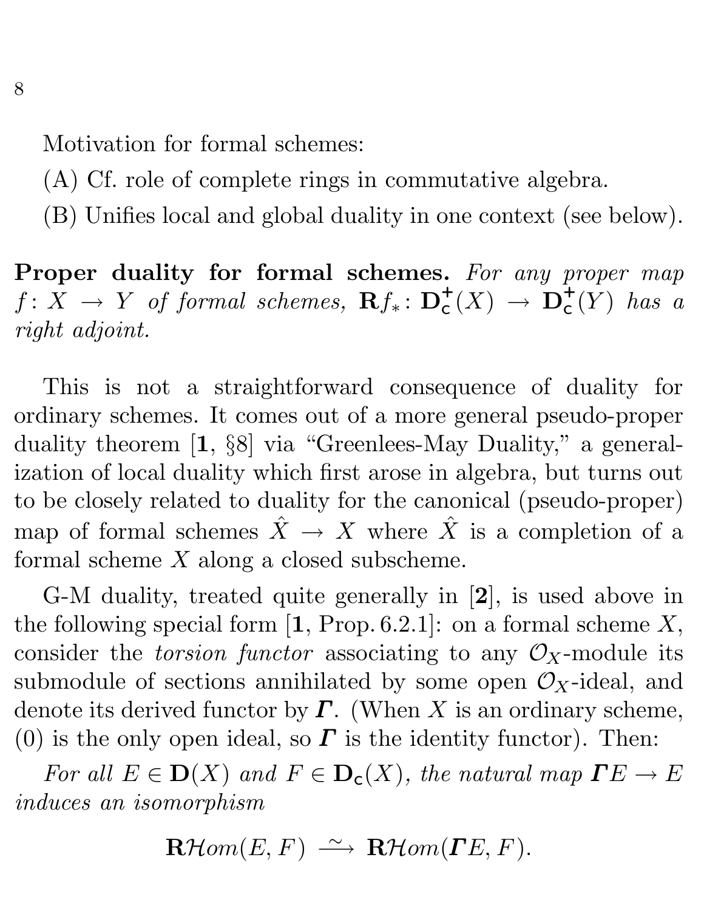Motivation for formal schemes:

(A) Cf. role of complete rings in commutative algebra.

(B) Unifies local and global duality in one context (see below).

**Proper duality for formal schemes.** *For any proper map* $f\colon X \to Y$ *of formal schemes,* $\mathbf{R}f_*\colon \mathbf{D}^+_{\mathsf{c}}(X) \to \mathbf{D}^+_{\mathsf{c}}(Y)$ *has a right adjoint.*

This is not a straightforward consequence of duality for ordinary schemes. It comes out of a more general pseudo-proper duality theorem [**1**, §8] via "Greenlees-May Duality," a generalization of local duality which first arose in algebra, but turns out to be closely related to duality for the canonical (pseudo-proper) map of formal schemes $\hat{X} \to X$ where $\hat{X}$ is a completion of a formal scheme $X$ along a closed subscheme.

G-M duality, treated quite generally in [**2**], is used above in the following special form [**1**, Prop. 6.2.1]: on a formal scheme $X$, consider the *torsion functor* associating to any $\mathcal{O}_X$-module its submodule of sections annihilated by some open $\mathcal{O}_X$-ideal, and denote its derived functor by $\boldsymbol{\varGamma}$. (When $X$ is an ordinary scheme, (0) is the only open ideal, so $\boldsymbol{\varGamma}$ is the identity functor). Then:

*For all* $E \in \mathbf{D}(X)$ *and* $F \in \mathbf{D}_{\mathsf{c}}(X)$, *the natural map* $\boldsymbol{\varGamma}E \to E$ *induces an isomorphism*

$$\mathbf{R}\mathcal{H}om(E, F) \xrightarrow{\sim} \mathbf{R}\mathcal{H}om(\boldsymbol{\varGamma}E, F).$$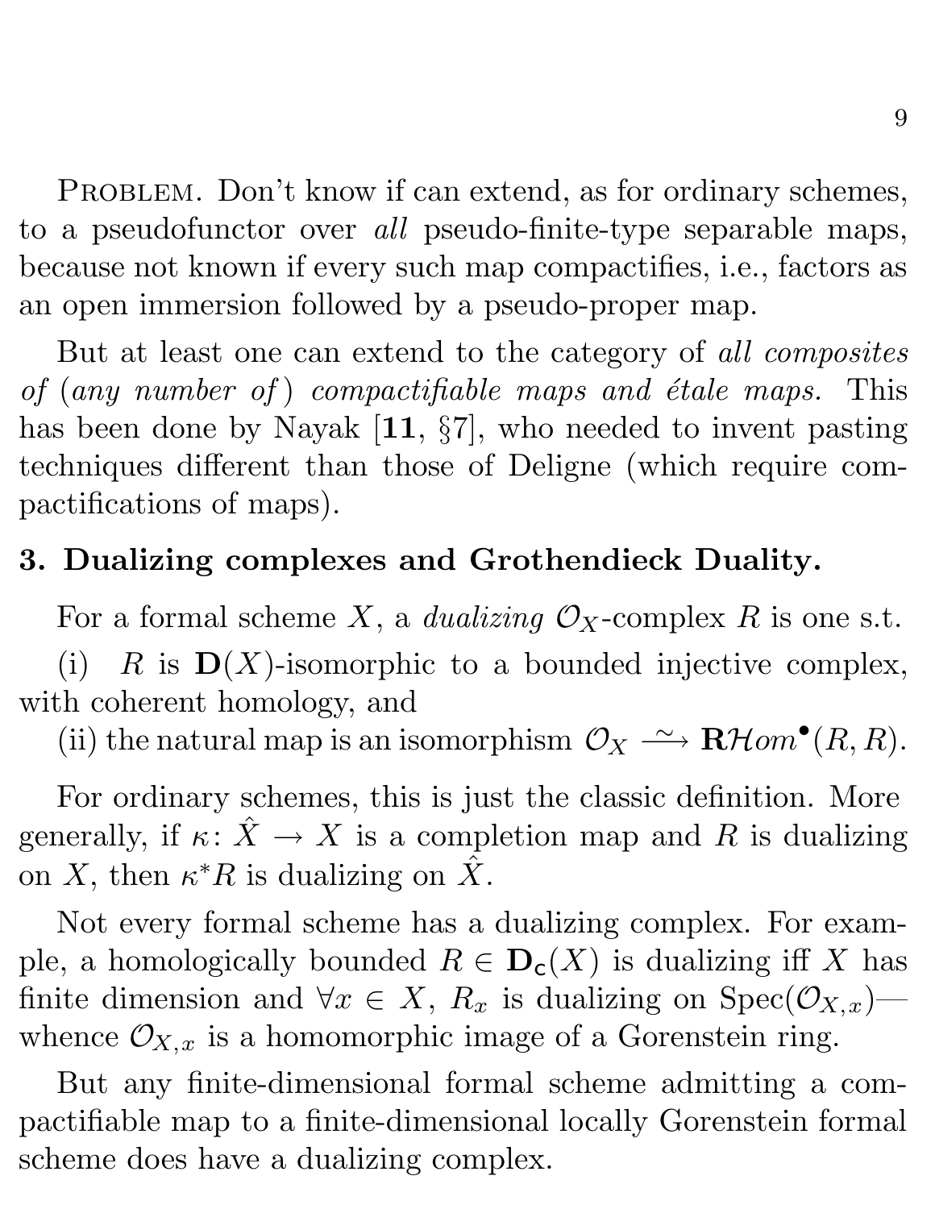Problem. Don't know if can extend, as for ordinary schemes, to a pseudofunctor over *all* pseudo-finite-type separable maps, because not known if every such map compactifies, i.e., factors as an open immersion followed by a pseudo-proper map.

But at least one can extend to the category of *all composites of (any number of) compactifiable maps and étale maps.* This has been done by Nayak [**11**, §7], who needed to invent pasting techniques different than those of Deligne (which require compactifications of maps).

### 3. Dualizing complexes and Grothendieck Duality.

For a formal scheme $X$, a *dualizing* $\mathcal{O}_X$-complex $R$ is one s.t.

(i) $R$ is $\mathbf{D}(X)$-isomorphic to a bounded injective complex, with coherent homology, and

(ii) the natural map is an isomorphism $\mathcal{O}_X \xrightarrow{\sim} \mathbf{R}\mathcal{H}om^\bullet(R, R)$.

For ordinary schemes, this is just the classic definition. More generally, if $\kappa\colon \hat{X} \to X$ is a completion map and $R$ is dualizing on $X$, then $\kappa^* R$ is dualizing on $\hat{X}$.

Not every formal scheme has a dualizing complex. For example, a homologically bounded $R \in \mathbf{D}_{\mathsf{c}}(X)$ is dualizing iff $X$ has finite dimension and $\forall x \in X$, $R_x$ is dualizing on $\operatorname{Spec}(\mathcal{O}_{X,x})$—whence $\mathcal{O}_{X,x}$ is a homomorphic image of a Gorenstein ring.

But any finite-dimensional formal scheme admitting a compactifiable map to a finite-dimensional locally Gorenstein formal scheme does have a dualizing complex.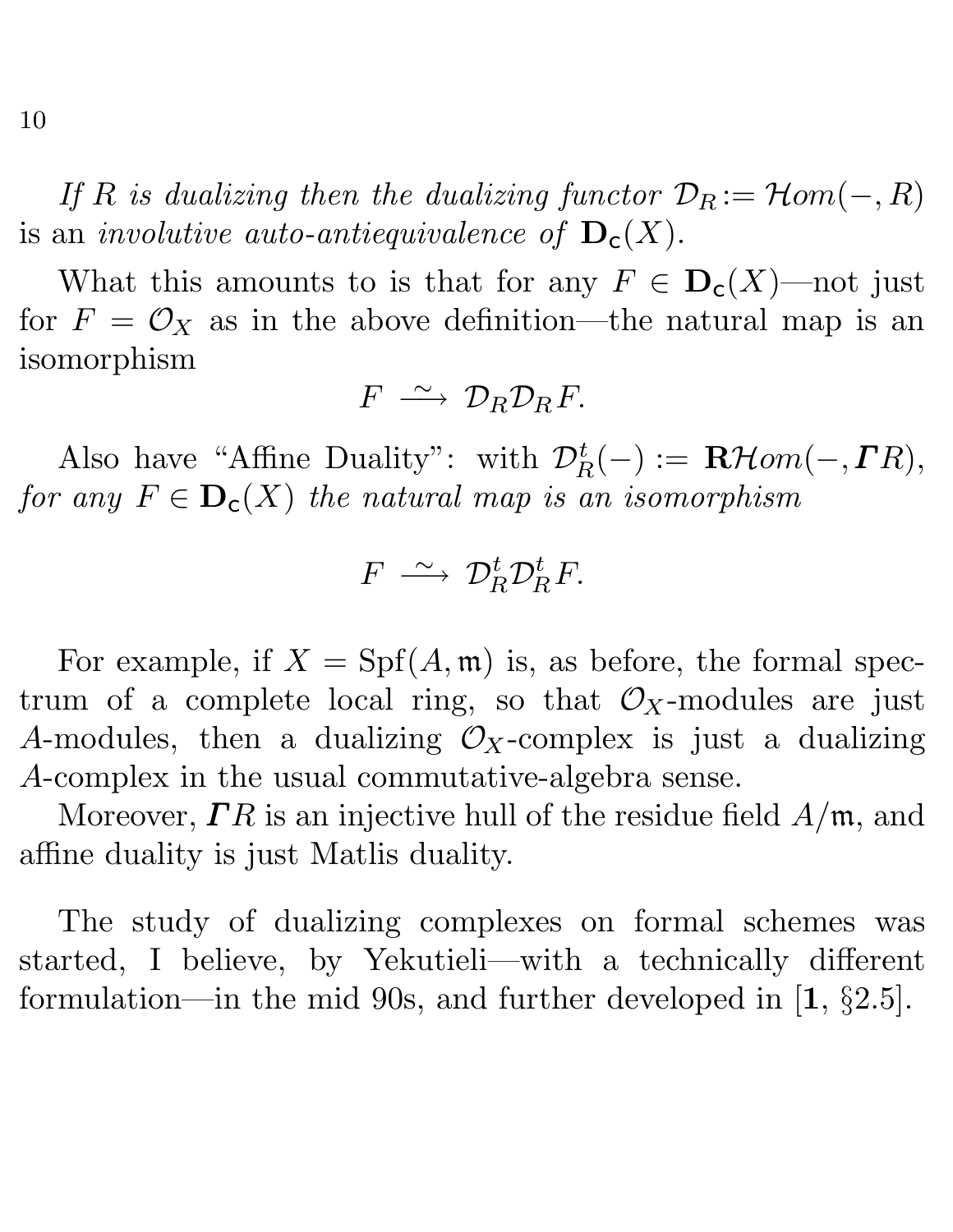*If $R$ is dualizing then the dualizing functor $\mathcal{D}_R := \mathcal{H}om(-, R)$* is an *involutive auto-antiequivalence of* $\mathbf{D}_{\mathsf{c}}(X)$.

What this amounts to is that for any $F \in \mathbf{D}_{\mathsf{c}}(X)$—not just for $F = \mathcal{O}_X$ as in the above definition—the natural map is an isomorphism

$$F \xrightarrow{\ \sim\ } \mathcal{D}_R \mathcal{D}_R F.$$

Also have "Affine Duality": with $\mathcal{D}^t_R(-) := \mathbf{R}\mathcal{H}om(-, \boldsymbol{\varGamma} R)$, *for any $F \in \mathbf{D}_{\mathsf{c}}(X)$ the natural map is an isomorphism*

$$F \xrightarrow{\ \sim\ } \mathcal{D}^t_R \mathcal{D}^t_R F.$$

For example, if $X = \operatorname{Spf}(A, \mathfrak{m})$ is, as before, the formal spectrum of a complete local ring, so that $\mathcal{O}_X$-modules are just $A$-modules, then a dualizing $\mathcal{O}_X$-complex is just a dualizing $A$-complex in the usual commutative-algebra sense.

Moreover, $\boldsymbol{\varGamma} R$ is an injective hull of the residue field $A/\mathfrak{m}$, and affine duality is just Matlis duality.

The study of dualizing complexes on formal schemes was started, I believe, by Yekutieli—with a technically different formulation—in the mid 90s, and further developed in [**1**, §2.5].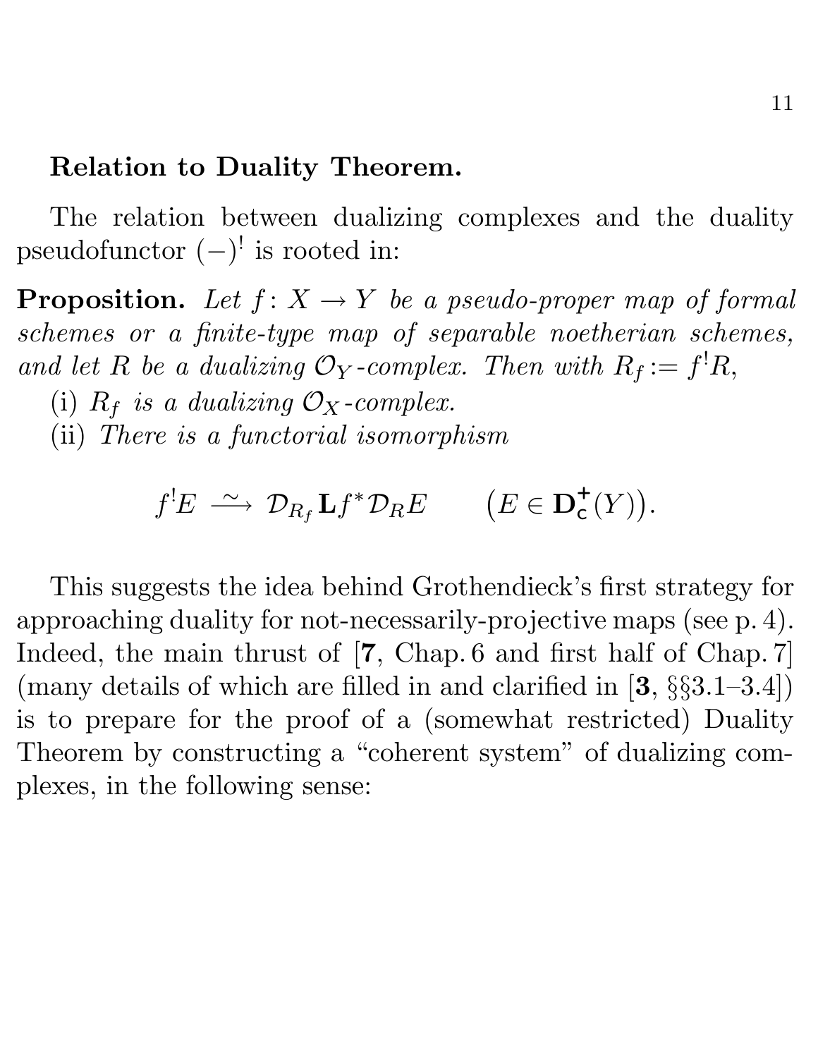**Relation to Duality Theorem.**

The relation between dualizing complexes and the duality pseudofunctor $(-)^!$ is rooted in:

**Proposition.** *Let $f\colon X \to Y$ be a pseudo-proper map of formal schemes or a finite-type map of separable noetherian schemes, and let $R$ be a dualizing $\mathcal{O}_Y$-complex. Then with $R_f := f^!R$,*

(i) *$R_f$ is a dualizing $\mathcal{O}_X$-complex.*

(ii) *There is a functorial isomorphism*

$$f^!E \xrightarrow{\ \sim\ } \mathcal{D}_{R_f}\mathbf{L}f^*\mathcal{D}_R E \qquad \big(E \in \mathbf{D}^+_{\mathsf{c}}(Y)\big).$$

This suggests the idea behind Grothendieck's first strategy for approaching duality for not-necessarily-projective maps (see p. 4). Indeed, the main thrust of [**7**, Chap. 6 and first half of Chap. 7] (many details of which are filled in and clarified in [**3**, §§3.1–3.4]) is to prepare for the proof of a (somewhat restricted) Duality Theorem by constructing a "coherent system" of dualizing complexes, in the following sense: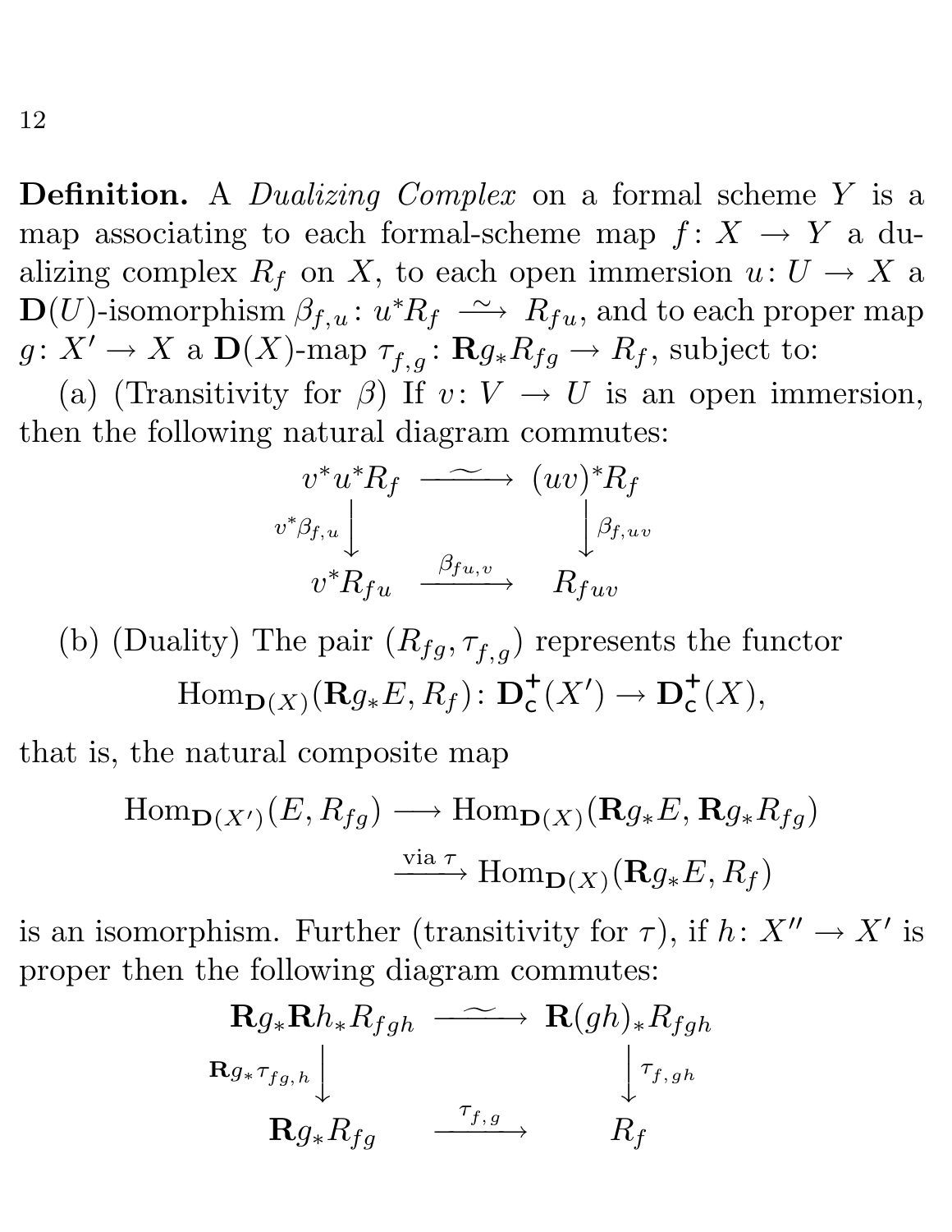**Definition.** A *Dualizing Complex* on a formal scheme $Y$ is a map associating to each formal-scheme map $f\colon X \to Y$ a dualizing complex $R_f$ on $X$, to each open immersion $u\colon U \to X$ a $\mathbf{D}(U)$-isomorphism $\beta_{f,u}\colon u^*R_f \xrightarrow{\ \sim\ } R_{fu}$, and to each proper map $g\colon X' \to X$ a $\mathbf{D}(X)$-map $\tau_{f,g}\colon \mathbf{R}g_*R_{fg} \to R_f$, subject to:

(a) (Transitivity for $\beta$) If $v\colon V \to U$ is an open immersion, then the following natural diagram commutes:

$$
\begin{array}{ccc}
v^*u^*R_f & \xrightarrow{\ \ \sim\ \ } & (uv)^*R_f \\
{\scriptstyle v^*\beta_{f,u}}\big\downarrow & & \big\downarrow{\scriptstyle \beta_{f,uv}} \\
v^*R_{fu} & \xrightarrow{\ \beta_{fu,v}\ } & R_{fuv}
\end{array}
$$

(b) (Duality) The pair $(R_{fg}, \tau_{f,g})$ represents the functor

$$
\mathrm{Hom}_{\mathbf{D}(X)}(\mathbf{R}g_*E, R_f)\colon \mathbf{D}^+_{\mathsf{c}}(X') \to \mathbf{D}^+_{\mathsf{c}}(X),
$$

that is, the natural composite map

$$
\begin{aligned}
\mathrm{Hom}_{\mathbf{D}(X')}(E, R_{fg}) &\longrightarrow \mathrm{Hom}_{\mathbf{D}(X)}(\mathbf{R}g_*E, \mathbf{R}g_*R_{fg}) \\
&\xrightarrow{\text{via } \tau} \mathrm{Hom}_{\mathbf{D}(X)}(\mathbf{R}g_*E, R_f)
\end{aligned}
$$

is an isomorphism. Further (transitivity for $\tau$), if $h\colon X'' \to X'$ is proper then the following diagram commutes:

$$
\begin{array}{ccc}
\mathbf{R}g_*\mathbf{R}h_*R_{fgh} & \xrightarrow{\ \ \sim\ \ } & \mathbf{R}(gh)_*R_{fgh} \\
{\scriptstyle \mathbf{R}g_*\tau_{fg,h}}\big\downarrow & & \big\downarrow{\scriptstyle \tau_{f,gh}} \\
\mathbf{R}g_*R_{fg} & \xrightarrow{\ \tau_{f,g}\ } & R_f
\end{array}
$$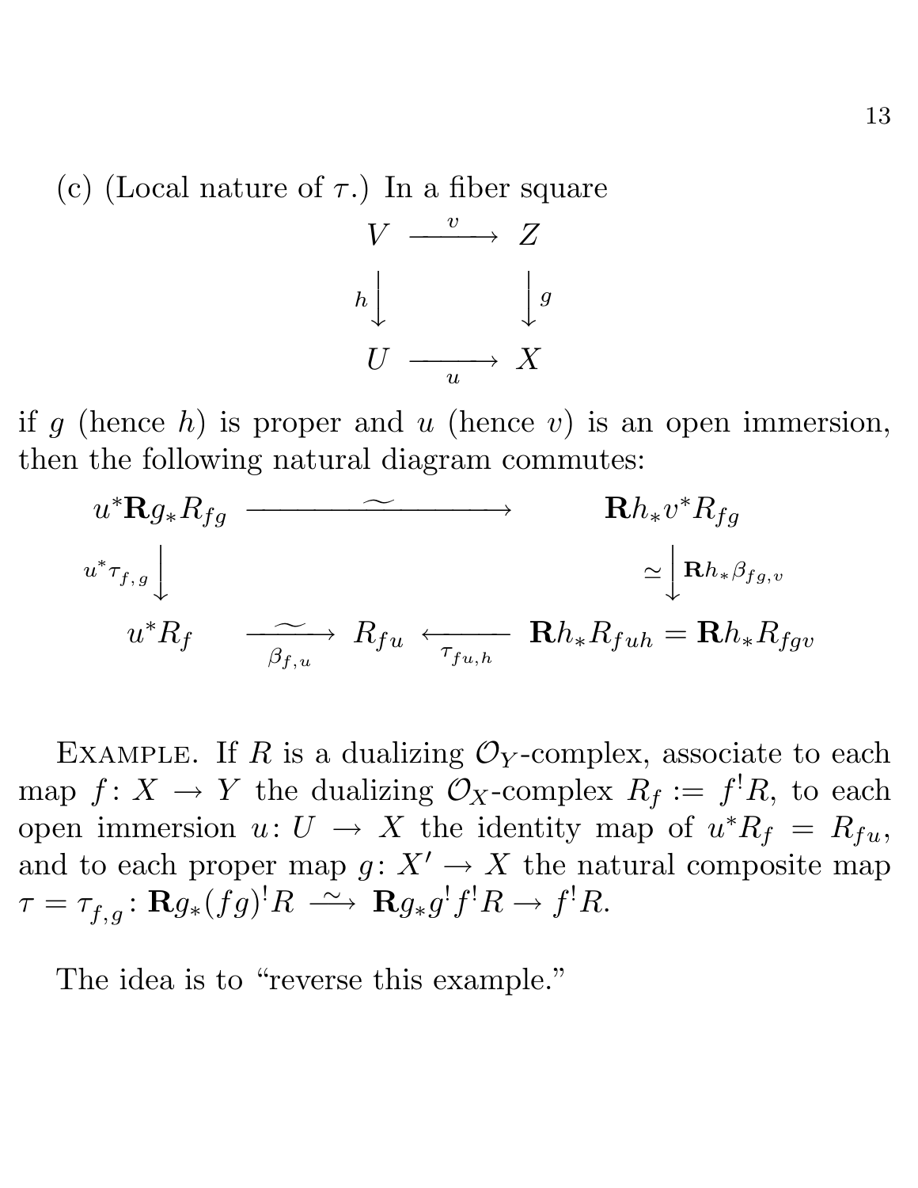(c) (Local nature of $\tau$.) In a fiber square

$$
\begin{array}{ccc}
V & \xrightarrow{\;\;v\;\;} & Z \\
{\scriptstyle h}\big\downarrow & & \big\downarrow{\scriptstyle g} \\
U & \xrightarrow[\;\;u\;\;]{} & X
\end{array}
$$

if $g$ (hence $h$) is proper and $u$ (hence $v$) is an open immersion, then the following natural diagram commutes:

$$
\begin{array}{ccccc}
u^*\mathbf{R}g_*R_{fg} & & \xrightarrow{\quad\sim\quad} & & \mathbf{R}h_*v^*R_{fg} \\
{\scriptstyle u^*\tau_{f,g}}\big\downarrow & & & & \simeq\big\downarrow{\scriptstyle \mathbf{R}h_*\beta_{fg,v}} \\
u^*R_f & \xrightarrow[\beta_{f,u}]{\sim} & R_{fu} & \xleftarrow[\tau_{fu,h}]{} & \mathbf{R}h_*R_{fuh} = \mathbf{R}h_*R_{fgv}
\end{array}
$$

Example. If $R$ is a dualizing $\mathcal{O}_Y$-complex, associate to each map $f\colon X \to Y$ the dualizing $\mathcal{O}_X$-complex $R_f := f^!R$, to each open immersion $u\colon U \to X$ the identity map of $u^*R_f = R_{fu}$, and to each proper map $g\colon X' \to X$ the natural composite map $\tau = \tau_{f,g}\colon \mathbf{R}g_*(fg)^!R \xrightarrow{\sim} \mathbf{R}g_*g^!f^!R \to f^!R$.

The idea is to "reverse this example."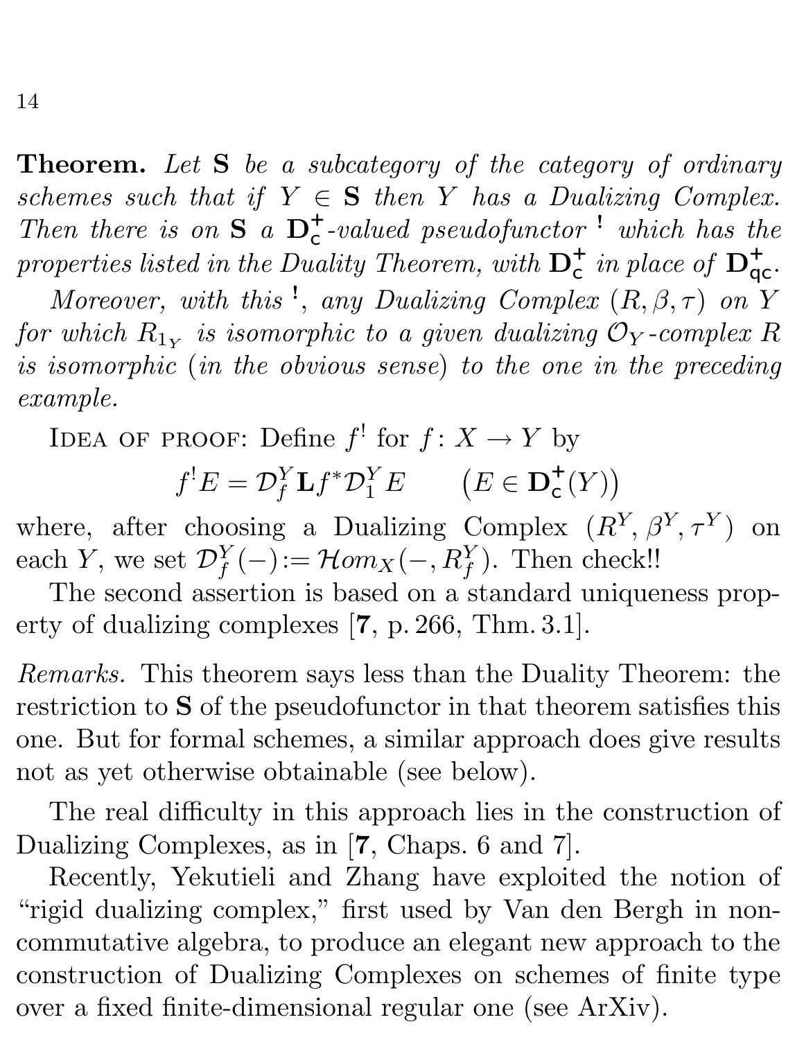**Theorem.** *Let* $\mathbf{S}$ *be a subcategory of the category of ordinary schemes such that if* $Y \in \mathbf{S}$ *then* $Y$ *has a Dualizing Complex. Then there is on* $\mathbf{S}$ *a* $\mathbf{D}^+_{\mathsf{c}}$*-valued pseudofunctor* $^!$ *which has the properties listed in the Duality Theorem, with* $\mathbf{D}^+_{\mathsf{c}}$ *in place of* $\mathbf{D}^+_{\mathsf{qc}}$*.*

*Moreover, with this* $^!$*, any Dualizing Complex* $(R, \beta, \tau)$ *on* $Y$ *for which* $R_{1_Y}$ *is isomorphic to a given dualizing* $\mathcal{O}_Y$*-complex* $R$ *is isomorphic* (*in the obvious sense*) *to the one in the preceding example.*

Idea of proof: Define $f^!$ for $f\colon X \to Y$ by

$$f^! E = \mathcal{D}^Y_f \, \mathbf{L} f^* \mathcal{D}^Y_1 E \qquad \big(E \in \mathbf{D}^+_{\mathsf{c}}(Y)\big)$$

where, after choosing a Dualizing Complex $(R^Y, \beta^Y, \tau^Y)$ on each $Y$, we set $\mathcal{D}^Y_f(-) := \mathcal{H}om_X(-, R^Y_f)$. Then check!!

The second assertion is based on a standard uniqueness property of dualizing complexes [**7**, p. 266, Thm. 3.1].

*Remarks.* This theorem says less than the Duality Theorem: the restriction to $\mathbf{S}$ of the pseudofunctor in that theorem satisfies this one. But for formal schemes, a similar approach does give results not as yet otherwise obtainable (see below).

The real difficulty in this approach lies in the construction of Dualizing Complexes, as in [**7**, Chaps. 6 and 7].

Recently, Yekutieli and Zhang have exploited the notion of "rigid dualizing complex," first used by Van den Bergh in noncommutative algebra, to produce an elegant new approach to the construction of Dualizing Complexes on schemes of finite type over a fixed finite-dimensional regular one (see ArXiv).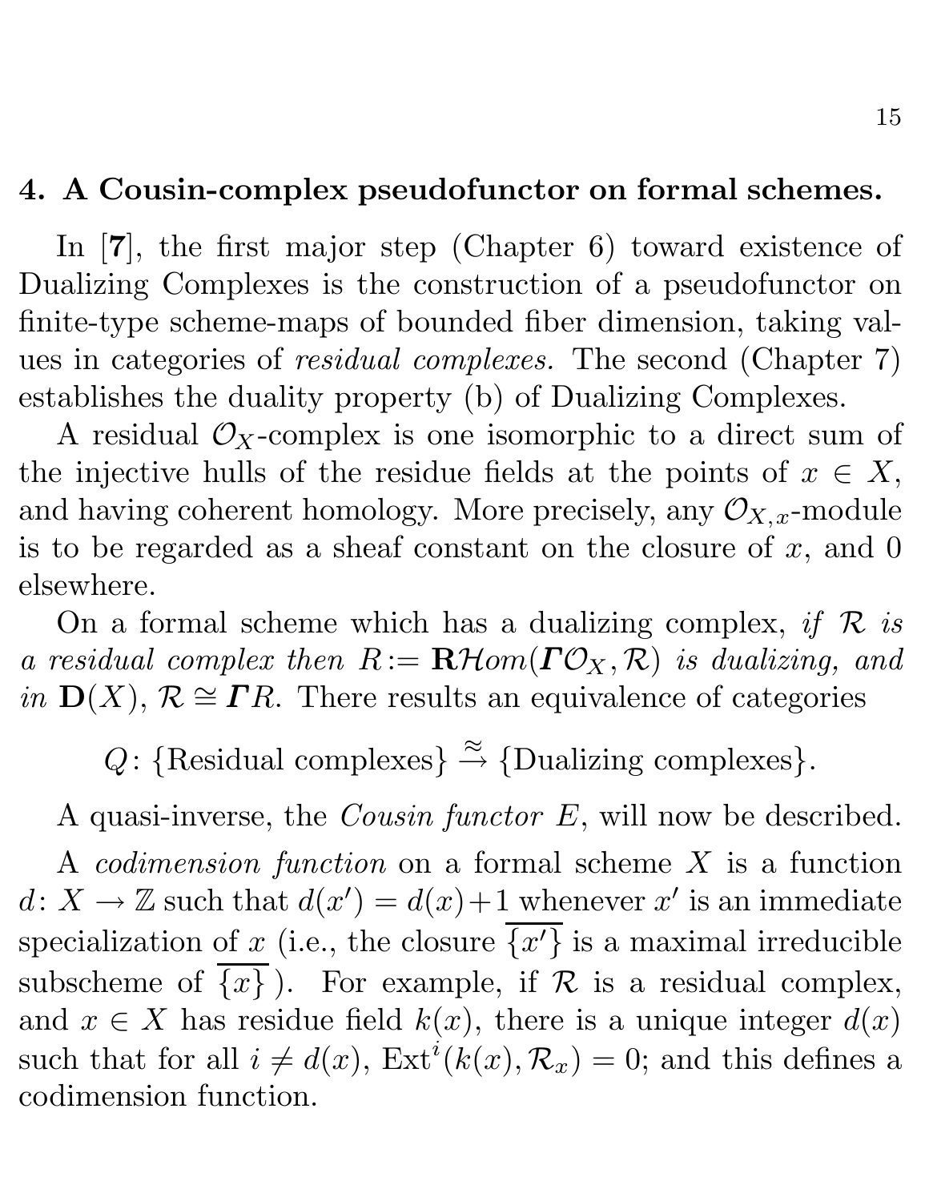## 4. A Cousin-complex pseudofunctor on formal schemes.

In [**7**], the first major step (Chapter 6) toward existence of Dualizing Complexes is the construction of a pseudofunctor on finite-type scheme-maps of bounded fiber dimension, taking values in categories of *residual complexes.* The second (Chapter 7) establishes the duality property (b) of Dualizing Complexes.

A residual $\mathcal{O}_X$-complex is one isomorphic to a direct sum of the injective hulls of the residue fields at the points of $x \in X$, and having coherent homology. More precisely, any $\mathcal{O}_{X,x}$-module is to be regarded as a sheaf constant on the closure of $x$, and 0 elsewhere.

On a formal scheme which has a dualizing complex, *if $\mathcal{R}$ is a residual complex then $R := \mathbf{R}\mathcal{H}om(\boldsymbol{\varGamma}\mathcal{O}_X, \mathcal{R})$ is dualizing, and in $\mathbf{D}(X)$, $\mathcal{R} \cong \boldsymbol{\varGamma} R$.* There results an equivalence of categories

$$Q\colon \{\text{Residual complexes}\} \xrightarrow{\approx} \{\text{Dualizing complexes}\}.$$

A quasi-inverse, the *Cousin functor $E$*, will now be described.

A *codimension function* on a formal scheme $X$ is a function $d\colon X \to \mathbb{Z}$ such that $d(x') = d(x)+1$ whenever $x'$ is an immediate specialization of $x$ (i.e., the closure $\overline{\{x'\}}$ is a maximal irreducible subscheme of $\overline{\{x\}}$ ). For example, if $\mathcal{R}$ is a residual complex, and $x \in X$ has residue field $k(x)$, there is a unique integer $d(x)$ such that for all $i \neq d(x)$, $\operatorname{Ext}^i(k(x), \mathcal{R}_x) = 0$; and this defines a codimension function.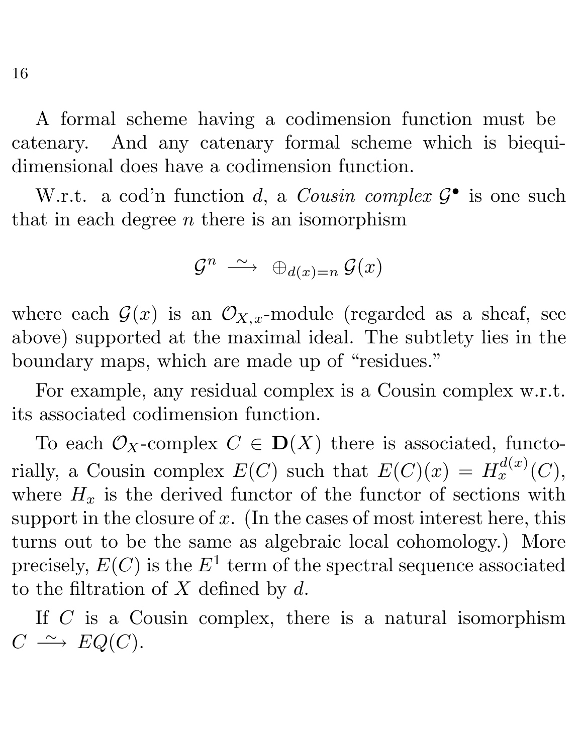A formal scheme having a codimension function must be catenary. And any catenary formal scheme which is biequidimensional does have a codimension function.

W.r.t. a cod'n function $d$, a *Cousin complex* $\mathcal{G}^\bullet$ is one such that in each degree $n$ there is an isomorphism

$$\mathcal{G}^n \xrightarrow{\sim} \oplus_{d(x)=n} \mathcal{G}(x)$$

where each $\mathcal{G}(x)$ is an $\mathcal{O}_{X,x}$-module (regarded as a sheaf, see above) supported at the maximal ideal. The subtlety lies in the boundary maps, which are made up of "residues."

For example, any residual complex is a Cousin complex w.r.t. its associated codimension function.

To each $\mathcal{O}_X$-complex $C \in \mathbf{D}(X)$ there is associated, functorially, a Cousin complex $E(C)$ such that $E(C)(x) = H_x^{d(x)}(C)$, where $H_x$ is the derived functor of the functor of sections with support in the closure of $x$. (In the cases of most interest here, this turns out to be the same as algebraic local cohomology.) More precisely, $E(C)$ is the $E^1$ term of the spectral sequence associated to the filtration of $X$ defined by $d$.

If $C$ is a Cousin complex, there is a natural isomorphism $C \xrightarrow{\sim} EQ(C)$.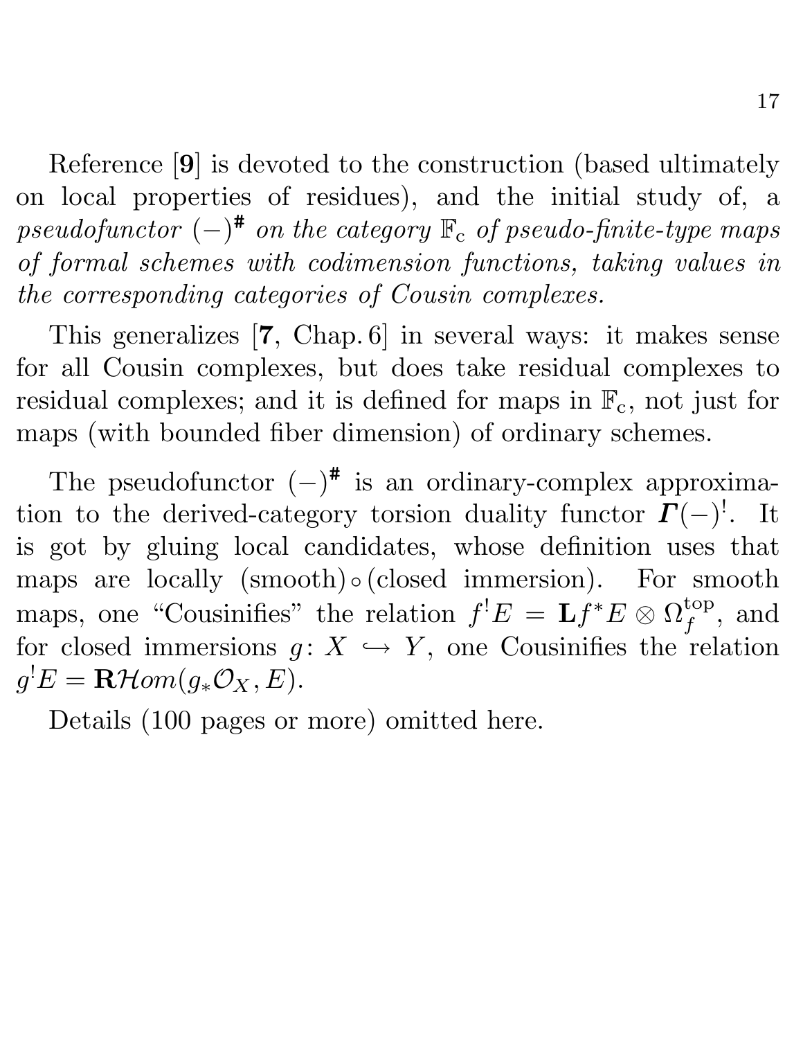Reference [**9**] is devoted to the construction (based ultimately on local properties of residues), and the initial study of, a *pseudofunctor* $(-)^{\#}$ *on the category* $\mathbb{F}_{\mathrm{c}}$ *of pseudo-finite-type maps of formal schemes with codimension functions, taking values in the corresponding categories of Cousin complexes.*

This generalizes [**7**, Chap. 6] in several ways: it makes sense for all Cousin complexes, but does take residual complexes to residual complexes; and it is defined for maps in $\mathbb{F}_{\mathrm{c}}$, not just for maps (with bounded fiber dimension) of ordinary schemes.

The pseudofunctor $(-)^{\#}$ is an ordinary-complex approximation to the derived-category torsion duality functor $\boldsymbol{\Gamma}(-)^{!}$. It is got by gluing local candidates, whose definition uses that maps are locally (smooth)$\circ$(closed immersion). For smooth maps, one "Cousinifies" the relation $f^{!}E = \mathbf{L}f^{*}E \otimes \Omega_f^{\mathrm{top}}$, and for closed immersions $g\colon X \hookrightarrow Y$, one Cousinifies the relation $g^{!}E = \mathbf{R}\mathcal{H}om(g_*\mathcal{O}_X, E)$.

Details (100 pages or more) omitted here.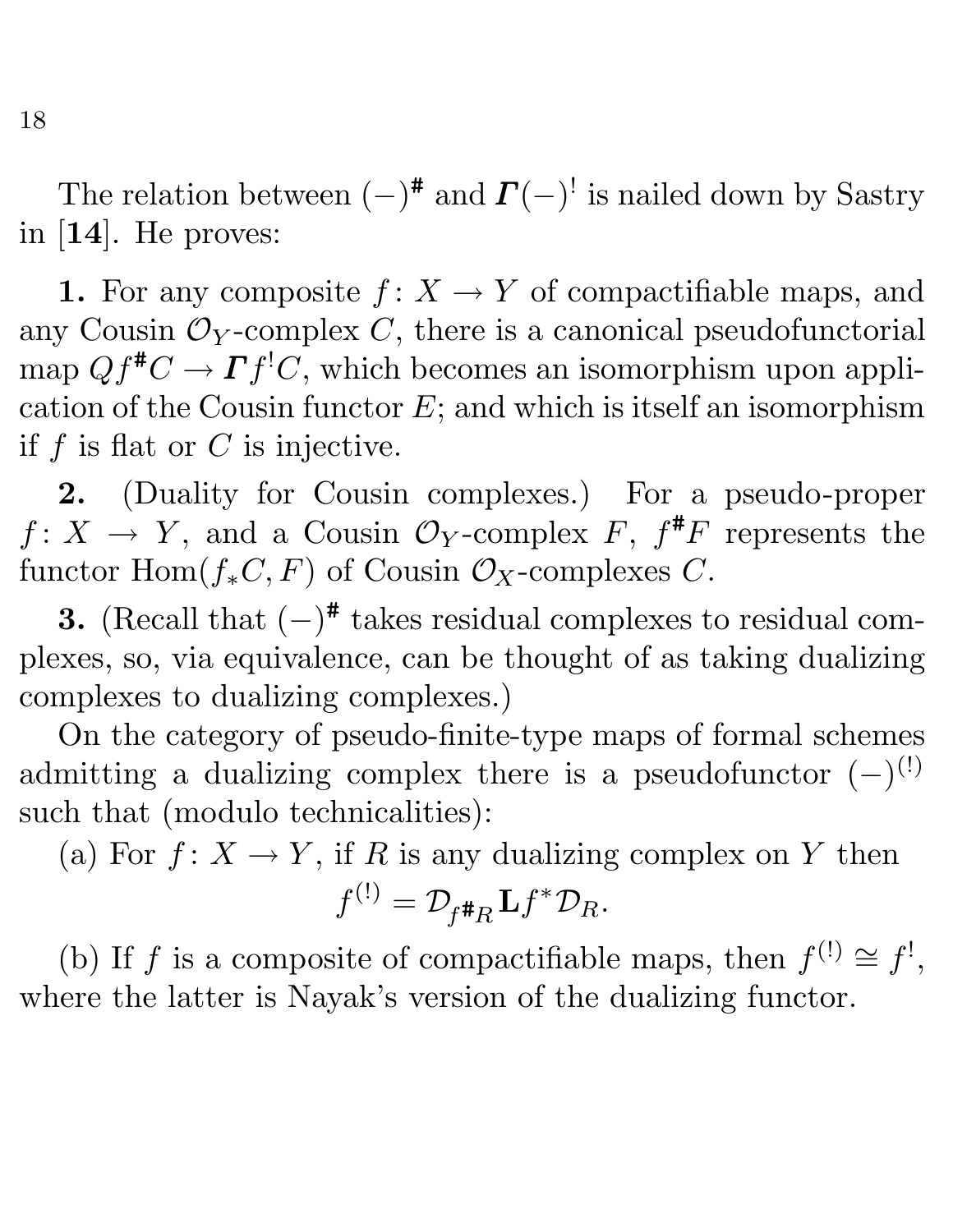The relation between $(-)^{\#}$ and $\boldsymbol{\varGamma}(-)^!$ is nailed down by Sastry in [**14**]. He proves:

**1.** For any composite $f\colon X \to Y$ of compactifiable maps, and any Cousin $\mathcal{O}_Y$-complex $C$, there is a canonical pseudofunctorial map $Qf^{\#}C \to \boldsymbol{\varGamma} f^! C$, which becomes an isomorphism upon application of the Cousin functor $E$; and which is itself an isomorphism if $f$ is flat or $C$ is injective.

**2.** (Duality for Cousin complexes.) For a pseudo-proper $f\colon X \to Y$, and a Cousin $\mathcal{O}_Y$-complex $F$, $f^{\#}F$ represents the functor $\operatorname{Hom}(f_*C, F)$ of Cousin $\mathcal{O}_X$-complexes $C$.

**3.** (Recall that $(-)^{\#}$ takes residual complexes to residual complexes, so, via equivalence, can be thought of as taking dualizing complexes to dualizing complexes.)

On the category of pseudo-finite-type maps of formal schemes admitting a dualizing complex there is a pseudofunctor $(-)^{(!)}$ such that (modulo technicalities):

(a) For $f\colon X \to Y$, if $R$ is any dualizing complex on $Y$ then

$$f^{(!)} = \mathcal{D}_{f^{\#}R}\mathbf{L}f^*\mathcal{D}_R.$$

(b) If $f$ is a composite of compactifiable maps, then $f^{(!)} \cong f^!$, where the latter is Nayak's version of the dualizing functor.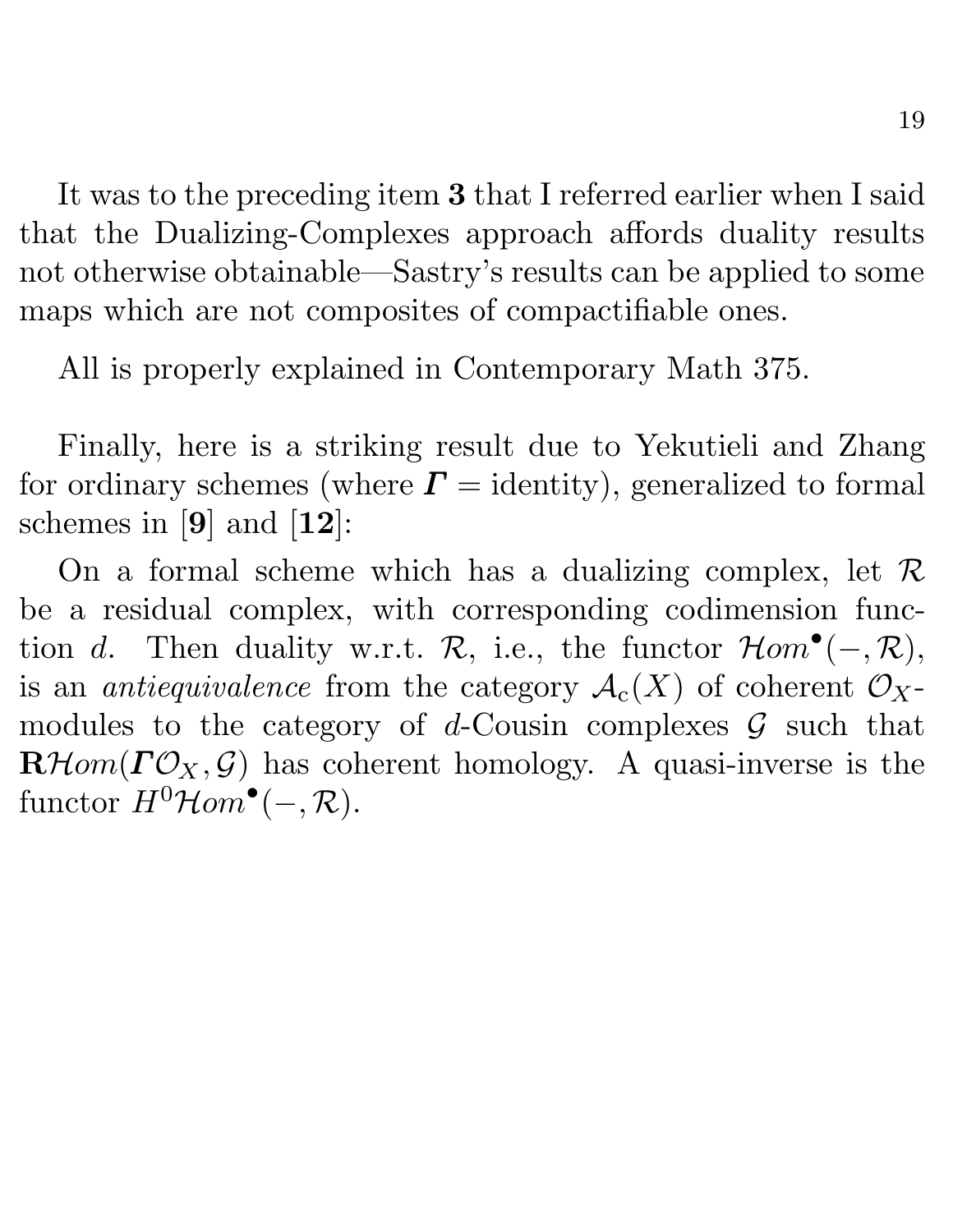It was to the preceding item **3** that I referred earlier when I said that the Dualizing-Complexes approach affords duality results not otherwise obtainable—Sastry's results can be applied to some maps which are not composites of compactifiable ones.

All is properly explained in Contemporary Math 375.

Finally, here is a striking result due to Yekutieli and Zhang for ordinary schemes (where $\boldsymbol{\varGamma} =$ identity), generalized to formal schemes in [**9**] and [**12**]:

On a formal scheme which has a dualizing complex, let $\mathcal{R}$ be a residual complex, with corresponding codimension function $d$. Then duality w.r.t. $\mathcal{R}$, i.e., the functor $\mathcal{H}om^{\bullet}(-,\mathcal{R})$, is an *antiequivalence* from the category $\mathcal{A}_{\mathrm{c}}(X)$ of coherent $\mathcal{O}_X$-modules to the category of $d$-Cousin complexes $\mathcal{G}$ such that $\mathbf{R}\mathcal{H}om(\boldsymbol{\varGamma}\mathcal{O}_X,\mathcal{G})$ has coherent homology. A quasi-inverse is the functor $H^0\mathcal{H}om^{\bullet}(-,\mathcal{R})$.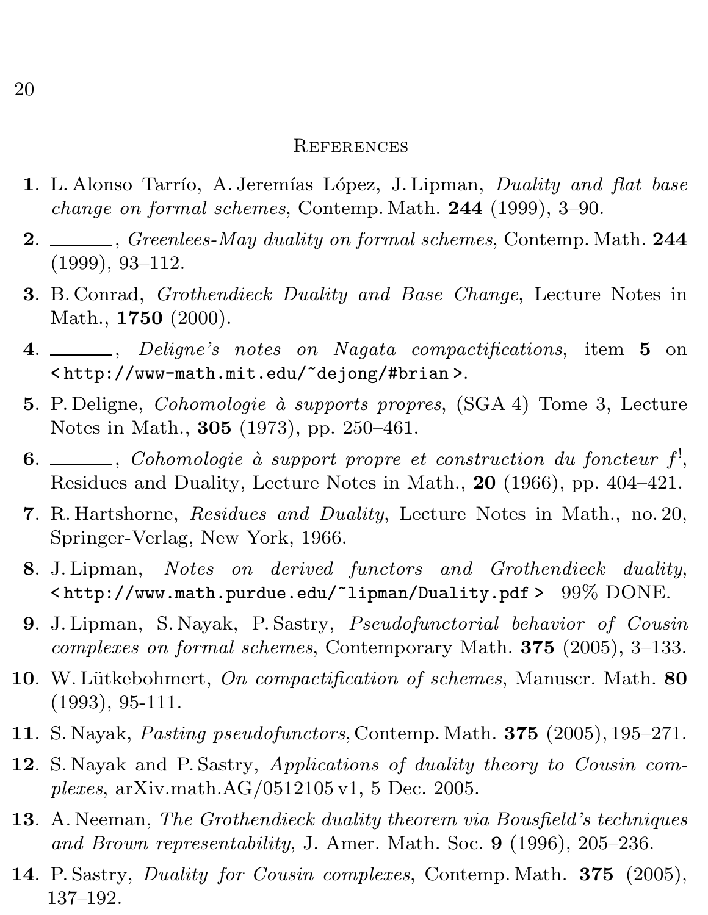## References

**1**. L. Alonso Tarrío, A. Jeremías López, J. Lipman, *Duality and flat base change on formal schemes*, Contemp. Math. **244** (1999), 3–90.

**2**. ______, *Greenlees-May duality on formal schemes*, Contemp. Math. **244** (1999), 93–112.

**3**. B. Conrad, *Grothendieck Duality and Base Change*, Lecture Notes in Math., **1750** (2000).

**4**. ______, *Deligne's notes on Nagata compactifications*, item **5** on `<http://www-math.mit.edu/~dejong/#brian>`.

**5**. P. Deligne, *Cohomologie à supports propres*, (SGA 4) Tome 3, Lecture Notes in Math., **305** (1973), pp. 250–461.

**6**. ______, *Cohomologie à support propre et construction du foncteur $f^!$*, Residues and Duality, Lecture Notes in Math., **20** (1966), pp. 404–421.

**7**. R. Hartshorne, *Residues and Duality*, Lecture Notes in Math., no. 20, Springer-Verlag, New York, 1966.

**8**. J. Lipman, *Notes on derived functors and Grothendieck duality*, `<http://www.math.purdue.edu/~lipman/Duality.pdf>` 99% DONE.

**9**. J. Lipman, S. Nayak, P. Sastry, *Pseudofunctorial behavior of Cousin complexes on formal schemes*, Contemporary Math. **375** (2005), 3–133.

**10**. W. Lütkebohmert, *On compactification of schemes*, Manuscr. Math. **80** (1993), 95-111.

**11**. S. Nayak, *Pasting pseudofunctors*, Contemp. Math. **375** (2005), 195–271.

**12**. S. Nayak and P. Sastry, *Applications of duality theory to Cousin complexes*, arXiv.math.AG/0512105 v1, 5 Dec. 2005.

**13**. A. Neeman, *The Grothendieck duality theorem via Bousfield's techniques and Brown representability*, J. Amer. Math. Soc. **9** (1996), 205–236.

**14**. P. Sastry, *Duality for Cousin complexes*, Contemp. Math. **375** (2005), 137–192.